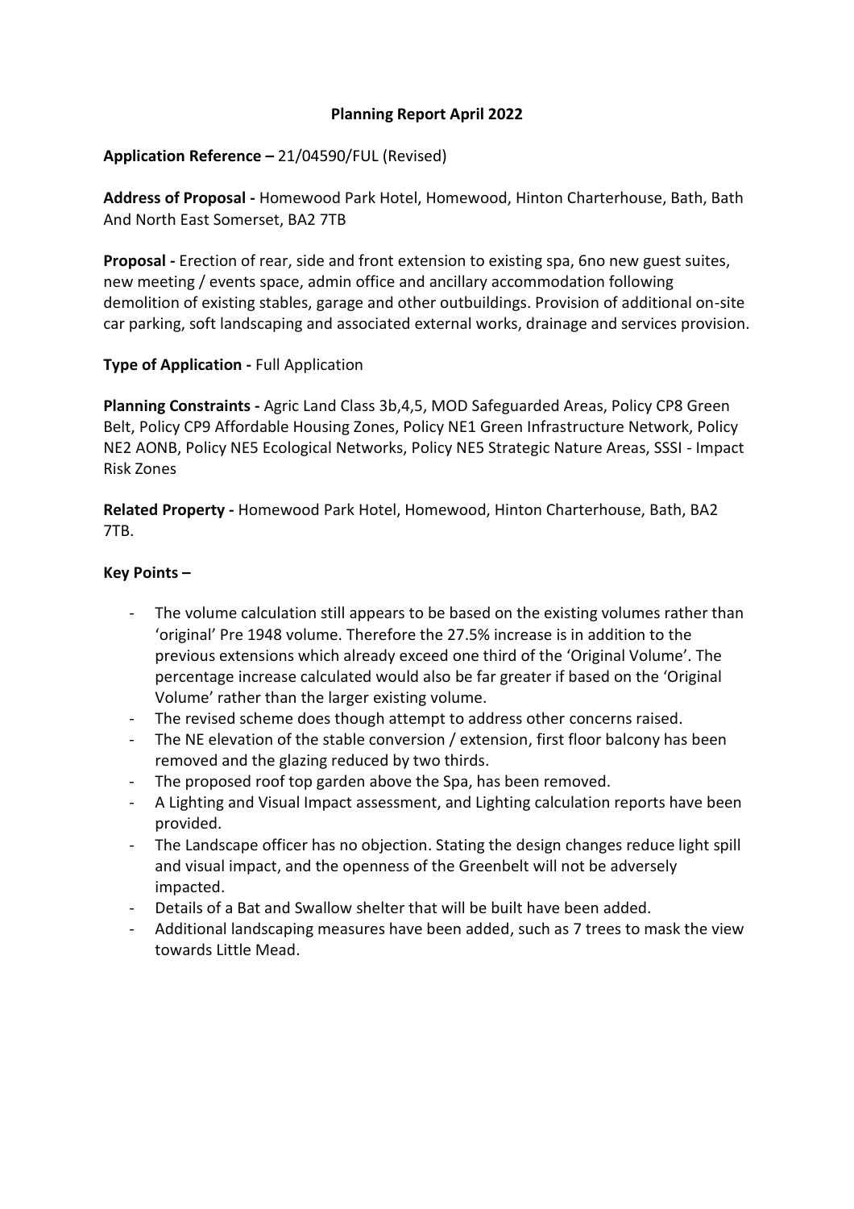# Planning Report April 2022

**Application Reference –** 21/04590/FUL (Revised)

**Address of Proposal -** Homewood Park Hotel, Homewood, Hinton Charterhouse, Bath, Bath And North East Somerset, BA2 7TB

**Proposal -** Erection of rear, side and front extension to existing spa, 6no new guest suites, new meeting / events space, admin office and ancillary accommodation following demolition of existing stables, garage and other outbuildings. Provision of additional on-site car parking, soft landscaping and associated external works, drainage and services provision.

**Type of Application -** Full Application

**Planning Constraints -** Agric Land Class 3b,4,5, MOD Safeguarded Areas, Policy CP8 Green Belt, Policy CP9 Affordable Housing Zones, Policy NE1 Green Infrastructure Network, Policy NE2 AONB, Policy NE5 Ecological Networks, Policy NE5 Strategic Nature Areas, SSSI - Impact Risk Zones

**Related Property -** Homewood Park Hotel, Homewood, Hinton Charterhouse, Bath, BA2 7TB.

**Key Points –**

- The volume calculation still appears to be based on the existing volumes rather than 'original' Pre 1948 volume. Therefore the 27.5% increase is in addition to the previous extensions which already exceed one third of the 'Original Volume'. The percentage increase calculated would also be far greater if based on the 'Original Volume' rather than the larger existing volume.
- The revised scheme does though attempt to address other concerns raised.
- The NE elevation of the stable conversion / extension, first floor balcony has been removed and the glazing reduced by two thirds.
- The proposed roof top garden above the Spa, has been removed.
- A Lighting and Visual Impact assessment, and Lighting calculation reports have been provided.
- The Landscape officer has no objection. Stating the design changes reduce light spill and visual impact, and the openness of the Greenbelt will not be adversely impacted.
- Details of a Bat and Swallow shelter that will be built have been added.
- Additional landscaping measures have been added, such as 7 trees to mask the view towards Little Mead.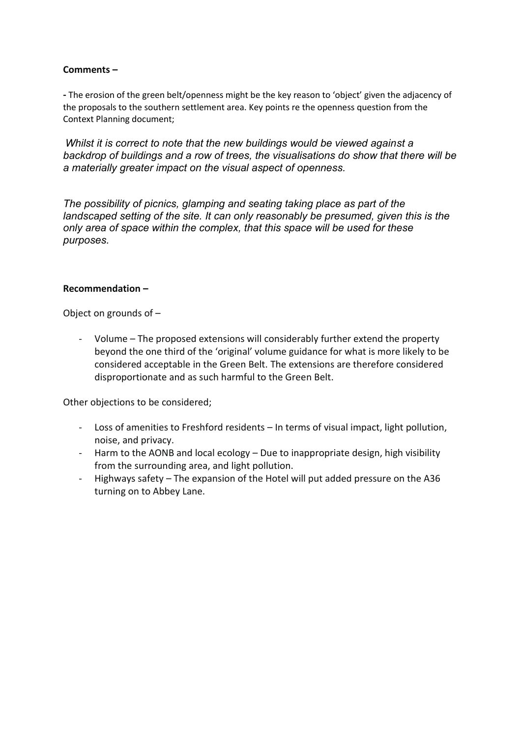**Comments –**

- The erosion of the green belt/openness might be the key reason to 'object' given the adjacency of the proposals to the southern settlement area. Key points re the openness question from the Context Planning document;

*Whilst it is correct to note that the new buildings would be viewed against a backdrop of buildings and a row of trees, the visualisations do show that there will be a materially greater impact on the visual aspect of openness.*

*The possibility of picnics, glamping and seating taking place as part of the landscaped setting of the site. It can only reasonably be presumed, given this is the only area of space within the complex, that this space will be used for these purposes.*

**Recommendation –**

Object on grounds of –

- Volume – The proposed extensions will considerably further extend the property beyond the one third of the 'original' volume guidance for what is more likely to be considered acceptable in the Green Belt. The extensions are therefore considered disproportionate and as such harmful to the Green Belt.

Other objections to be considered;

- Loss of amenities to Freshford residents – In terms of visual impact, light pollution, noise, and privacy.
- Harm to the AONB and local ecology – Due to inappropriate design, high visibility from the surrounding area, and light pollution.
- Highways safety – The expansion of the Hotel will put added pressure on the A36 turning on to Abbey Lane.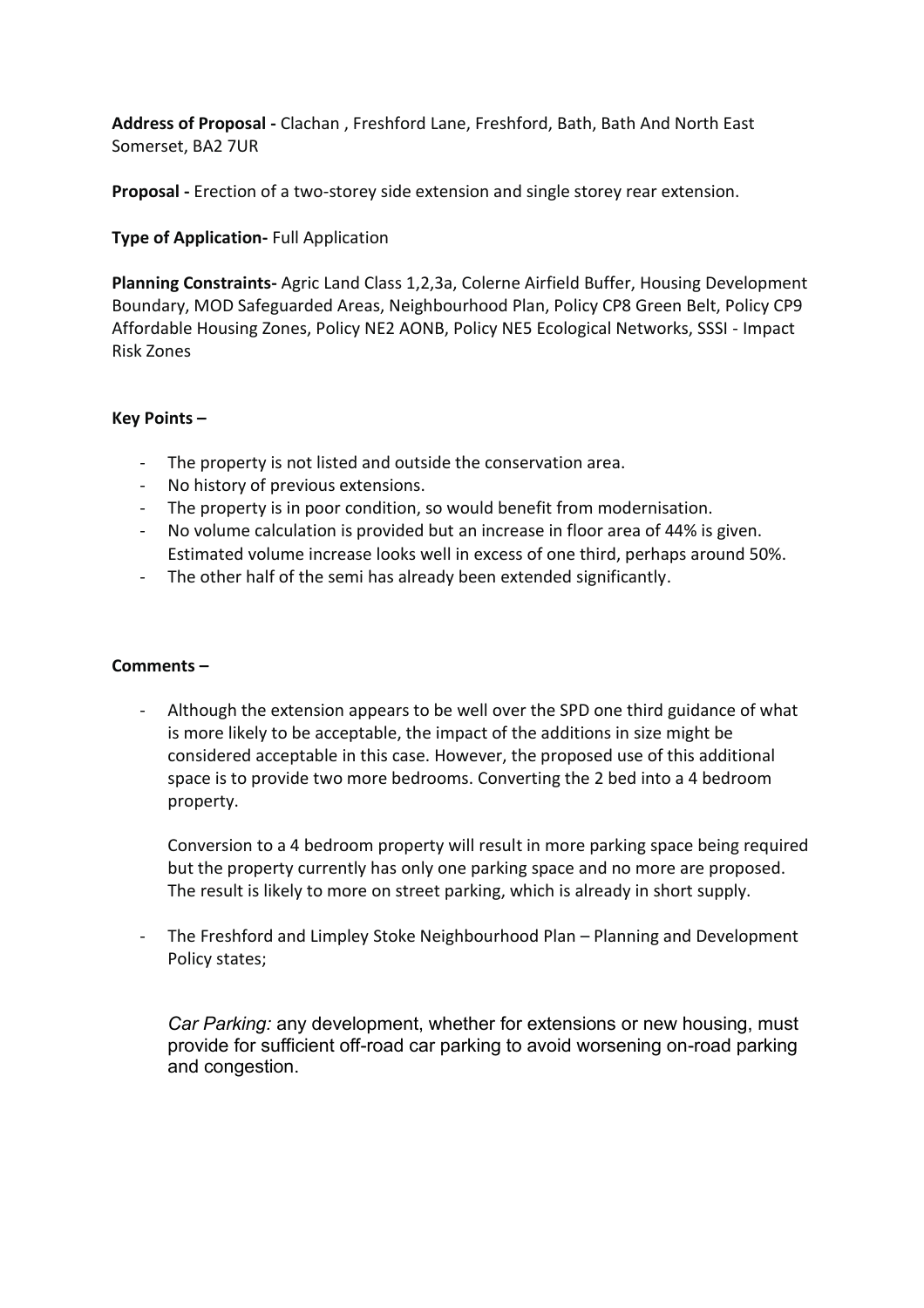**Address of Proposal -** Clachan , Freshford Lane, Freshford, Bath, Bath And North East Somerset, BA2 7UR

**Proposal -** Erection of a two-storey side extension and single storey rear extension.

**Type of Application-** Full Application

**Planning Constraints-** Agric Land Class 1,2,3a, Colerne Airfield Buffer, Housing Development Boundary, MOD Safeguarded Areas, Neighbourhood Plan, Policy CP8 Green Belt, Policy CP9 Affordable Housing Zones, Policy NE2 AONB, Policy NE5 Ecological Networks, SSSI - Impact Risk Zones

**Key Points –**

- The property is not listed and outside the conservation area.
- No history of previous extensions.
- The property is in poor condition, so would benefit from modernisation.
- No volume calculation is provided but an increase in floor area of 44% is given. Estimated volume increase looks well in excess of one third, perhaps around 50%.
- The other half of the semi has already been extended significantly.

**Comments –**

- Although the extension appears to be well over the SPD one third guidance of what is more likely to be acceptable, the impact of the additions in size might be considered acceptable in this case. However, the proposed use of this additional space is to provide two more bedrooms. Converting the 2 bed into a 4 bedroom property.

  Conversion to a 4 bedroom property will result in more parking space being required but the property currently has only one parking space and no more are proposed. The result is likely to more on street parking, which is already in short supply.

- The Freshford and Limpley Stoke Neighbourhood Plan – Planning and Development Policy states;

  *Car Parking:* any development, whether for extensions or new housing, must provide for sufficient off-road car parking to avoid worsening on-road parking and congestion.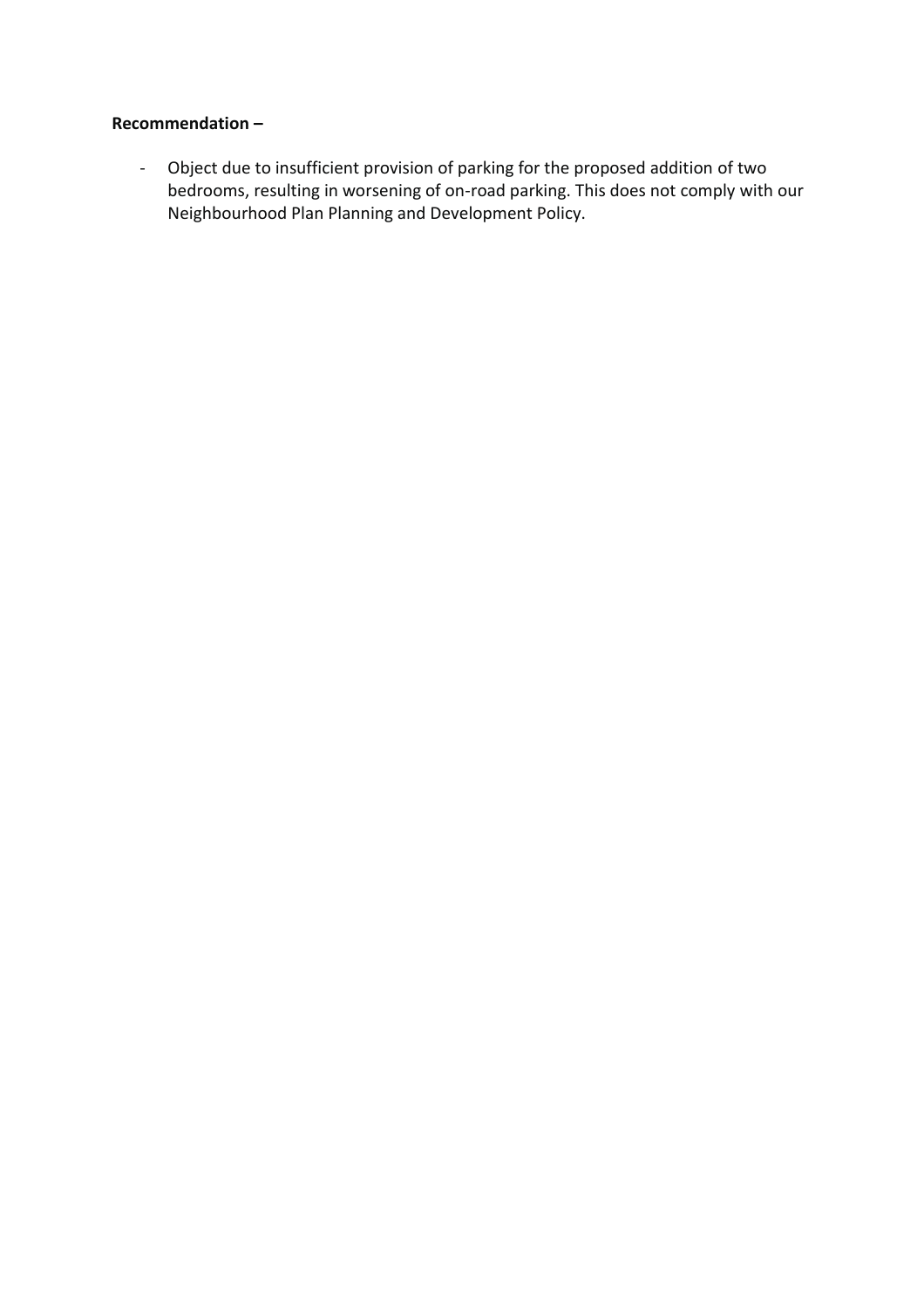**Recommendation –**

- Object due to insufficient provision of parking for the proposed addition of two bedrooms, resulting in worsening of on-road parking. This does not comply with our Neighbourhood Plan Planning and Development Policy.